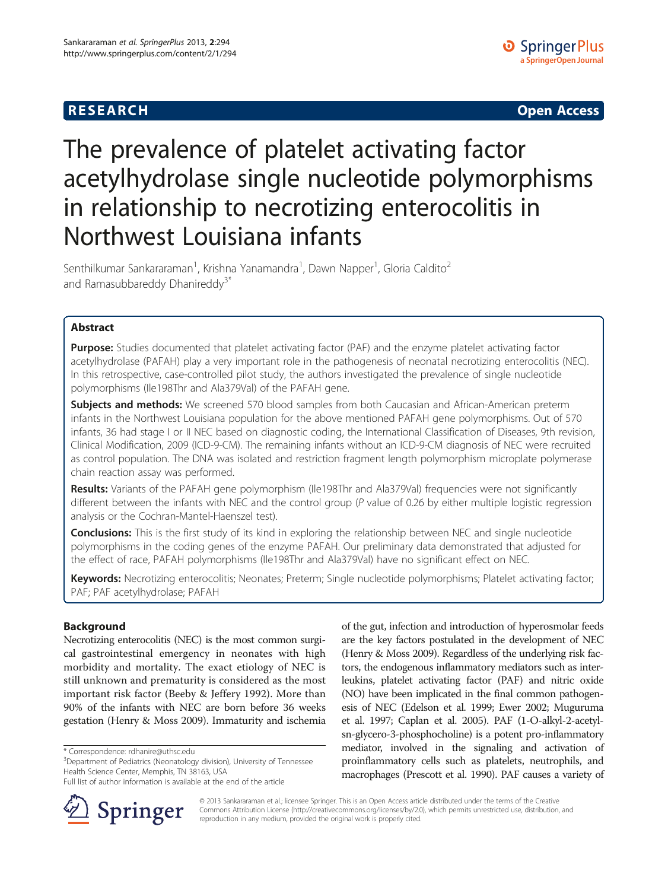**RESEARCH** **Open Access**

# The prevalence of platelet activating factor acetylhydrolase single nucleotide polymorphisms in relationship to necrotizing enterocolitis in Northwest Louisiana infants

Senthilkumar Sankararaman[1], Krishna Yanamandra[1], Dawn Napper[1], Gloria Caldito[2] and Ramasubbareddy Dhanireddy[3*]

## Abstract

**Purpose:** Studies documented that platelet activating factor (PAF) and the enzyme platelet activating factor acetylhydrolase (PAFAH) play a very important role in the pathogenesis of neonatal necrotizing enterocolitis (NEC). In this retrospective, case-controlled pilot study, the authors investigated the prevalence of single nucleotide polymorphisms (Ile198Thr and Ala379Val) of the PAFAH gene.

**Subjects and methods:** We screened 570 blood samples from both Caucasian and African-American preterm infants in the Northwest Louisiana population for the above mentioned PAFAH gene polymorphisms. Out of 570 infants, 36 had stage I or II NEC based on diagnostic coding, the International Classification of Diseases, 9th revision, Clinical Modification, 2009 (ICD-9-CM). The remaining infants without an ICD-9-CM diagnosis of NEC were recruited as control population. The DNA was isolated and restriction fragment length polymorphism microplate polymerase chain reaction assay was performed.

**Results:** Variants of the PAFAH gene polymorphism (Ile198Thr and Ala379Val) frequencies were not significantly different between the infants with NEC and the control group (*P* value of 0.26 by either multiple logistic regression analysis or the Cochran-Mantel-Haenszel test).

**Conclusions:** This is the first study of its kind in exploring the relationship between NEC and single nucleotide polymorphisms in the coding genes of the enzyme PAFAH. Our preliminary data demonstrated that adjusted for the effect of race, PAFAH polymorphisms (Ile198Thr and Ala379Val) have no significant effect on NEC.

**Keywords:** Necrotizing enterocolitis; Neonates; Preterm; Single nucleotide polymorphisms; Platelet activating factor; PAF; PAF acetylhydrolase; PAFAH

## Background

Necrotizing enterocolitis (NEC) is the most common surgical gastrointestinal emergency in neonates with high morbidity and mortality. The exact etiology of NEC is still unknown and prematurity is considered as the most important risk factor (Beeby & Jeffery 1992). More than 90% of the infants with NEC are born before 36 weeks gestation (Henry & Moss 2009). Immaturity and ischemia of the gut, infection and introduction of hyperosmolar feeds are the key factors postulated in the development of NEC (Henry & Moss 2009). Regardless of the underlying risk factors, the endogenous inflammatory mediators such as interleukins, platelet activating factor (PAF) and nitric oxide (NO) have been implicated in the final common pathogenesis of NEC (Edelson et al. 1999; Ewer 2002; Muguruma et al. 1997; Caplan et al. 2005). PAF (1-O-alkyl-2-acetyl-sn-glycero-3-phosphocholine) is a potent pro-inflammatory mediator, involved in the signaling and activation of proinflammatory cells such as platelets, neutrophils, and macrophages (Prescott et al. 1990). PAF causes a variety of

\* Correspondence: rdhanire@uthsc.edu
[3]Department of Pediatrics (Neonatology division), University of Tennessee Health Science Center, Memphis, TN 38163, USA
Full list of author information is available at the end of the article

© 2013 Sankararaman et al.; licensee Springer. This is an Open Access article distributed under the terms of the Creative Commons Attribution License (http://creativecommons.org/licenses/by/2.0), which permits unrestricted use, distribution, and reproduction in any medium, provided the original work is properly cited.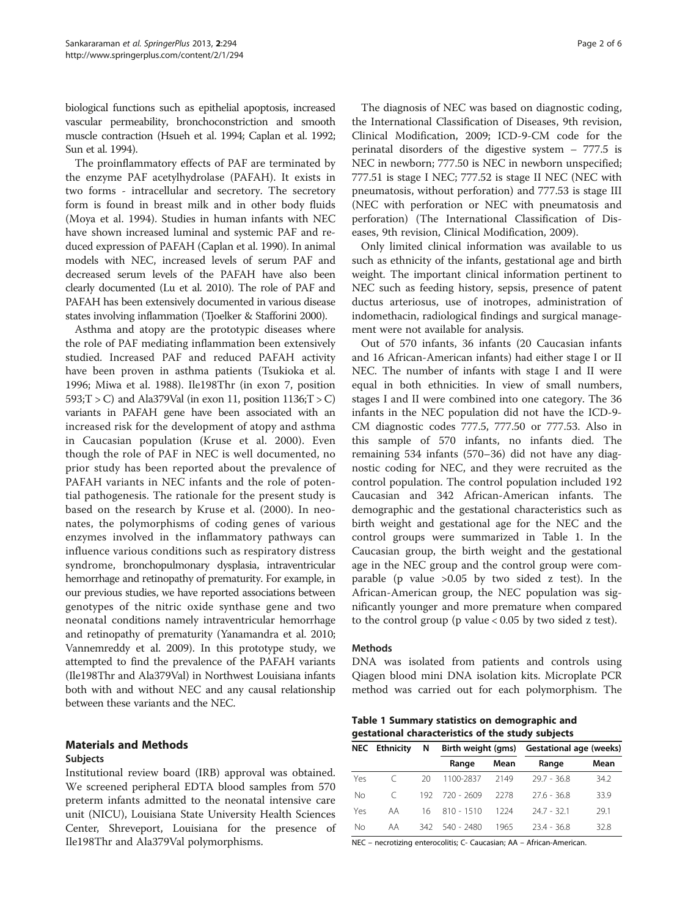biological functions such as epithelial apoptosis, increased vascular permeability, bronchoconstriction and smooth muscle contraction (Hsueh et al. 1994; Caplan et al. 1992; Sun et al. 1994).

The proinflammatory effects of PAF are terminated by the enzyme PAF acetylhydrolase (PAFAH). It exists in two forms - intracellular and secretory. The secretory form is found in breast milk and in other body fluids (Moya et al. 1994). Studies in human infants with NEC have shown increased luminal and systemic PAF and reduced expression of PAFAH (Caplan et al. 1990). In animal models with NEC, increased levels of serum PAF and decreased serum levels of the PAFAH have also been clearly documented (Lu et al. 2010). The role of PAF and PAFAH has been extensively documented in various disease states involving inflammation (Tjoelker & Stafforini 2000).

Asthma and atopy are the prototypic diseases where the role of PAF mediating inflammation been extensively studied. Increased PAF and reduced PAFAH activity have been proven in asthma patients (Tsukioka et al. 1996; Miwa et al. 1988). Ile198Thr (in exon 7, position 593;T > C) and Ala379Val (in exon 11, position 1136;T > C) variants in PAFAH gene have been associated with an increased risk for the development of atopy and asthma in Caucasian population (Kruse et al. 2000). Even though the role of PAF in NEC is well documented, no prior study has been reported about the prevalence of PAFAH variants in NEC infants and the role of potential pathogenesis. The rationale for the present study is based on the research by Kruse et al. (2000). In neonates, the polymorphisms of coding genes of various enzymes involved in the inflammatory pathways can influence various conditions such as respiratory distress syndrome, bronchopulmonary dysplasia, intraventricular hemorrhage and retinopathy of prematurity. For example, in our previous studies, we have reported associations between genotypes of the nitric oxide synthase gene and two neonatal conditions namely intraventricular hemorrhage and retinopathy of prematurity (Yanamandra et al. 2010; Vannemreddy et al. 2009). In this prototype study, we attempted to find the prevalence of the PAFAH variants (Ile198Thr and Ala379Val) in Northwest Louisiana infants both with and without NEC and any causal relationship between these variants and the NEC.

## Materials and Methods

### Subjects

Institutional review board (IRB) approval was obtained. We screened peripheral EDTA blood samples from 570 preterm infants admitted to the neonatal intensive care unit (NICU), Louisiana State University Health Sciences Center, Shreveport, Louisiana for the presence of Ile198Thr and Ala379Val polymorphisms.

The diagnosis of NEC was based on diagnostic coding, the International Classification of Diseases, 9th revision, Clinical Modification, 2009; ICD-9-CM code for the perinatal disorders of the digestive system – 777.5 is NEC in newborn; 777.50 is NEC in newborn unspecified; 777.51 is stage I NEC; 777.52 is stage II NEC (NEC with pneumatosis, without perforation) and 777.53 is stage III (NEC with perforation or NEC with pneumatosis and perforation) (The International Classification of Diseases, 9th revision, Clinical Modification, 2009).

Only limited clinical information was available to us such as ethnicity of the infants, gestational age and birth weight. The important clinical information pertinent to NEC such as feeding history, sepsis, presence of patent ductus arteriosus, use of inotropes, administration of indomethacin, radiological findings and surgical management were not available for analysis.

Out of 570 infants, 36 infants (20 Caucasian infants and 16 African-American infants) had either stage I or II NEC. The number of infants with stage I and II were equal in both ethnicities. In view of small numbers, stages I and II were combined into one category. The 36 infants in the NEC population did not have the ICD-9-CM diagnostic codes 777.5, 777.50 or 777.53. Also in this sample of 570 infants, no infants died. The remaining 534 infants (570–36) did not have any diagnostic coding for NEC, and they were recruited as the control population. The control population included 192 Caucasian and 342 African-American infants. The demographic and the gestational characteristics such as birth weight and gestational age for the NEC and the control groups were summarized in Table 1. In the Caucasian group, the birth weight and the gestational age in the NEC group and the control group were comparable (p value >0.05 by two sided z test). In the African-American group, the NEC population was significantly younger and more premature when compared to the control group (p value < 0.05 by two sided z test).

### Methods

DNA was isolated from patients and controls using Qiagen blood mini DNA isolation kits. Microplate PCR method was carried out for each polymorphism. The

**Table 1 Summary statistics on demographic and gestational characteristics of the study subjects**

| NEC | Ethnicity | N | Birth weight (gms) | | Gestational age (weeks) | |
|---|---|---|---|---|---|---|
| | | | Range | Mean | Range | Mean |
| Yes | C | 20 | 1100-2837 | 2149 | 29.7 - 36.8 | 34.2 |
| No | C | 192 | 720 - 2609 | 2278 | 27.6 - 36.8 | 33.9 |
| Yes | AA | 16 | 810 - 1510 | 1224 | 24.7 - 32.1 | 29.1 |
| No | AA | 342 | 540 - 2480 | 1965 | 23.4 - 36.8 | 32.8 |

NEC – necrotizing enterocolitis; C- Caucasian; AA – African-American.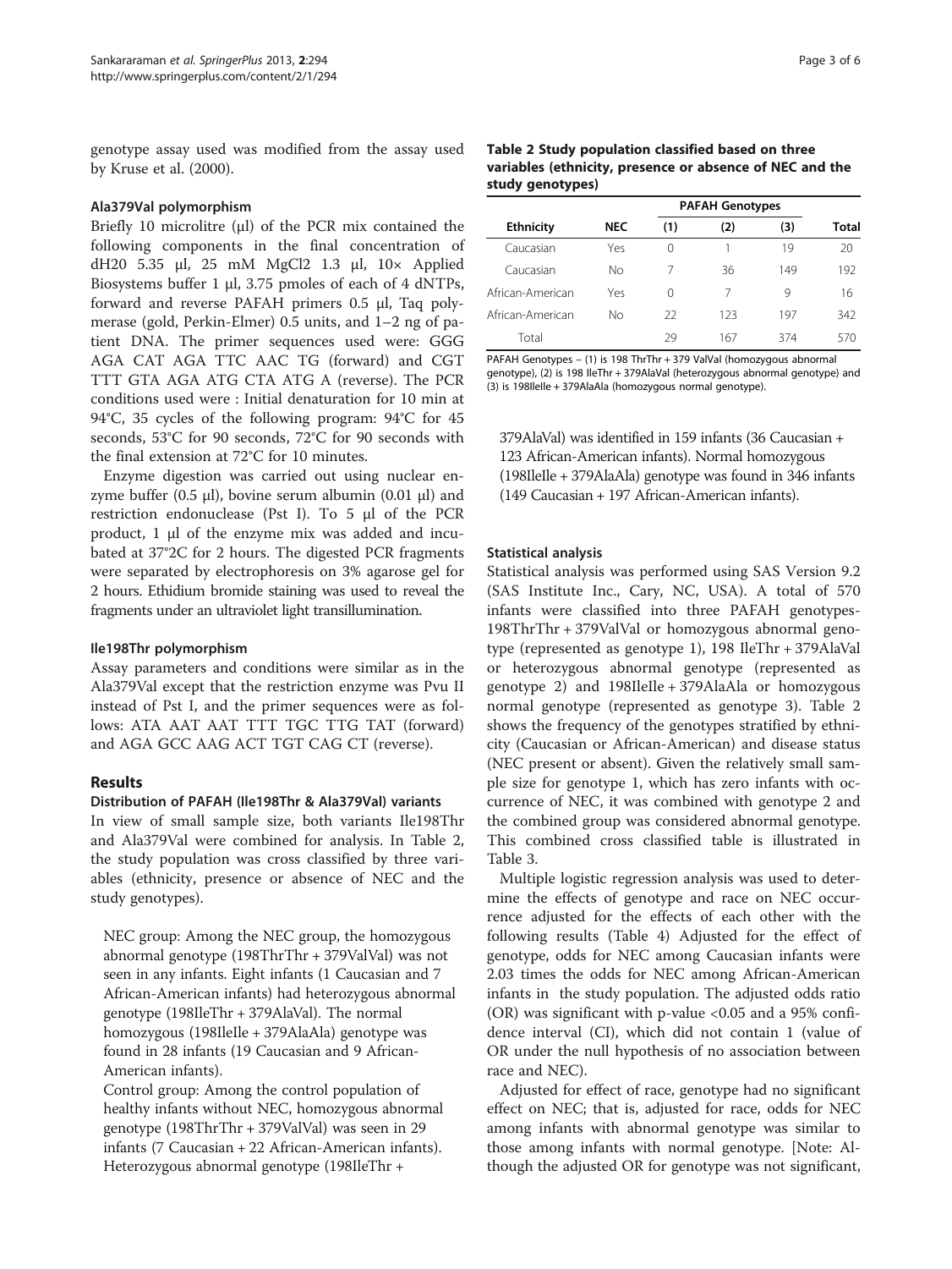genotype assay used was modified from the assay used by Kruse et al. (2000).

### Ala379Val polymorphism

Briefly 10 microlitre (μl) of the PCR mix contained the following components in the final concentration of dH20 5.35 μl, 25 mM MgCl2 1.3 μl, 10× Applied Biosystems buffer 1 μl, 3.75 pmoles of each of 4 dNTPs, forward and reverse PAFAH primers 0.5 μl, Taq polymerase (gold, Perkin-Elmer) 0.5 units, and 1–2 ng of patient DNA. The primer sequences used were: GGG AGA CAT AGA TTC AAC TG (forward) and CGT TTT GTA AGA ATG CTA ATG A (reverse). The PCR conditions used were : Initial denaturation for 10 min at 94°C, 35 cycles of the following program: 94°C for 45 seconds, 53°C for 90 seconds, 72°C for 90 seconds with the final extension at 72°C for 10 minutes.

Enzyme digestion was carried out using nuclear enzyme buffer (0.5 μl), bovine serum albumin (0.01 μl) and restriction endonuclease (Pst I). To 5 μl of the PCR product, 1 μl of the enzyme mix was added and incubated at 37°2C for 2 hours. The digested PCR fragments were separated by electrophoresis on 3% agarose gel for 2 hours. Ethidium bromide staining was used to reveal the fragments under an ultraviolet light transillumination.

### Ile198Thr polymorphism

Assay parameters and conditions were similar as in the Ala379Val except that the restriction enzyme was Pvu II instead of Pst I, and the primer sequences were as follows: ATA AAT AAT TTT TGC TTG TAT (forward) and AGA GCC AAG ACT TGT CAG CT (reverse).

## Results

### Distribution of PAFAH (Ile198Thr & Ala379Val) variants

In view of small sample size, both variants Ile198Thr and Ala379Val were combined for analysis. In Table 2, the study population was cross classified by three variables (ethnicity, presence or absence of NEC and the study genotypes).

NEC group: Among the NEC group, the homozygous abnormal genotype (198ThrThr + 379ValVal) was not seen in any infants. Eight infants (1 Caucasian and 7 African-American infants) had heterozygous abnormal genotype (198IleThr + 379AlaVal). The normal homozygous (198IleIle + 379AlaAla) genotype was found in 28 infants (19 Caucasian and 9 African-American infants).

Control group: Among the control population of healthy infants without NEC, homozygous abnormal genotype (198ThrThr + 379ValVal) was seen in 29 infants (7 Caucasian + 22 African-American infants). Heterozygous abnormal genotype (198IleThr + 379AlaVal) was identified in 159 infants (36 Caucasian + 123 African-American infants). Normal homozygous (198IleIle + 379AlaAla) genotype was found in 346 infants (149 Caucasian + 197 African-American infants).

**Table 2 Study population classified based on three variables (ethnicity, presence or absence of NEC and the study genotypes)**

| Ethnicity | NEC | PAFAH Genotypes (1) | (2) | (3) | Total |
|---|---|---|---|---|---|
| Caucasian | Yes | 0 | 1 | 19 | 20 |
| Caucasian | No | 7 | 36 | 149 | 192 |
| African-American | Yes | 0 | 7 | 9 | 16 |
| African-American | No | 22 | 123 | 197 | 342 |
| Total | | 29 | 167 | 374 | 570 |

PAFAH Genotypes – (1) is 198 ThrThr + 379 ValVal (homozygous abnormal genotype), (2) is 198 IleThr + 379AlaVal (heterozygous abnormal genotype) and (3) is 198IleIle + 379AlaAla (homozygous normal genotype).

### Statistical analysis

Statistical analysis was performed using SAS Version 9.2 (SAS Institute Inc., Cary, NC, USA). A total of 570 infants were classified into three PAFAH genotypes-198ThrThr + 379ValVal or homozygous abnormal genotype (represented as genotype 1), 198 IleThr + 379AlaVal or heterozygous abnormal genotype (represented as genotype 2) and 198IleIle + 379AlaAla or homozygous normal genotype (represented as genotype 3). Table 2 shows the frequency of the genotypes stratified by ethnicity (Caucasian or African-American) and disease status (NEC present or absent). Given the relatively small sample size for genotype 1, which has zero infants with occurrence of NEC, it was combined with genotype 2 and the combined group was considered abnormal genotype. This combined cross classified table is illustrated in Table 3.

Multiple logistic regression analysis was used to determine the effects of genotype and race on NEC occurrence adjusted for the effects of each other with the following results (Table 4) Adjusted for the effect of genotype, odds for NEC among Caucasian infants were 2.03 times the odds for NEC among African-American infants in the study population. The adjusted odds ratio (OR) was significant with p-value $<0.05$ and a 95% confidence interval (CI), which did not contain 1 (value of OR under the null hypothesis of no association between race and NEC).

Adjusted for effect of race, genotype had no significant effect on NEC; that is, adjusted for race, odds for NEC among infants with abnormal genotype was similar to those among infants with normal genotype. [Note: Although the adjusted OR for genotype was not significant,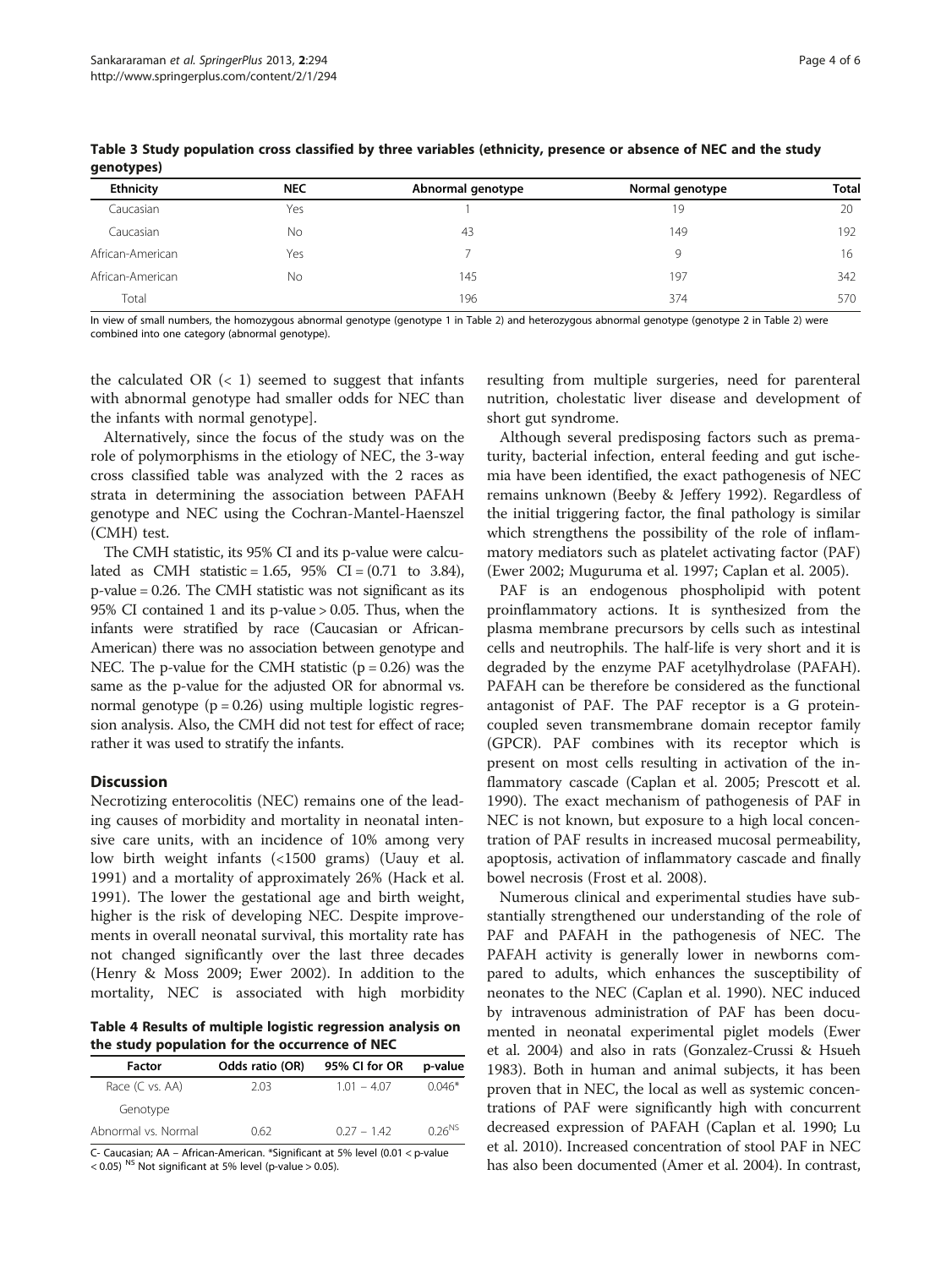**Table 3 Study population cross classified by three variables (ethnicity, presence or absence of NEC and the study genotypes)**

| Ethnicity | NEC | Abnormal genotype | Normal genotype | Total |
|---|---|---|---|---|
| Caucasian | Yes | 1 | 19 | 20 |
| Caucasian | No | 43 | 149 | 192 |
| African-American | Yes | 7 | 9 | 16 |
| African-American | No | 145 | 197 | 342 |
| Total | | 196 | 374 | 570 |

In view of small numbers, the homozygous abnormal genotype (genotype 1 in Table 2) and heterozygous abnormal genotype (genotype 2 in Table 2) were combined into one category (abnormal genotype).

the calculated OR (< 1) seemed to suggest that infants with abnormal genotype had smaller odds for NEC than the infants with normal genotype].

Alternatively, since the focus of the study was on the role of polymorphisms in the etiology of NEC, the 3-way cross classified table was analyzed with the 2 races as strata in determining the association between PAFAH genotype and NEC using the Cochran-Mantel-Haenszel (CMH) test.

The CMH statistic, its 95% CI and its p-value were calculated as CMH statistic = 1.65, 95% CI = (0.71 to 3.84), p-value = 0.26. The CMH statistic was not significant as its 95% CI contained 1 and its p-value > 0.05. Thus, when the infants were stratified by race (Caucasian or African-American) there was no association between genotype and NEC. The p-value for the CMH statistic (p = 0.26) was the same as the p-value for the adjusted OR for abnormal vs. normal genotype (p = 0.26) using multiple logistic regression analysis. Also, the CMH did not test for effect of race; rather it was used to stratify the infants.

## Discussion

Necrotizing enterocolitis (NEC) remains one of the leading causes of morbidity and mortality in neonatal intensive care units, with an incidence of 10% among very low birth weight infants (<1500 grams) (Uauy et al. 1991) and a mortality of approximately 26% (Hack et al. 1991). The lower the gestational age and birth weight, higher is the risk of developing NEC. Despite improvements in overall neonatal survival, this mortality rate has not changed significantly over the last three decades (Henry & Moss 2009; Ewer 2002). In addition to the mortality, NEC is associated with high morbidity resulting from multiple surgeries, need for parenteral nutrition, cholestatic liver disease and development of short gut syndrome.

**Table 4 Results of multiple logistic regression analysis on the study population for the occurrence of NEC**

| Factor | Odds ratio (OR) | 95% CI for OR | p-value |
|---|---|---|---|
| Race (C vs. AA) | 2.03 | 1.01 – 4.07 | 0.046* |
| Genotype | | | |
| Abnormal vs. Normal | 0.62 | 0.27 – 1.42 | 0.26[NS] |

C- Caucasian; AA – African-American. *Significant at 5% level (0.01 < p-value < 0.05) [NS] Not significant at 5% level (p-value > 0.05).

Although several predisposing factors such as prematurity, bacterial infection, enteral feeding and gut ischemia have been identified, the exact pathogenesis of NEC remains unknown (Beeby & Jeffery 1992). Regardless of the initial triggering factor, the final pathology is similar which strengthens the possibility of the role of inflammatory mediators such as platelet activating factor (PAF) (Ewer 2002; Muguruma et al. 1997; Caplan et al. 2005).

PAF is an endogenous phospholipid with potent proinflammatory actions. It is synthesized from the plasma membrane precursors by cells such as intestinal cells and neutrophils. The half-life is very short and it is degraded by the enzyme PAF acetylhydrolase (PAFAH). PAFAH can be therefore be considered as the functional antagonist of PAF. The PAF receptor is a G protein-coupled seven transmembrane domain receptor family (GPCR). PAF combines with its receptor which is present on most cells resulting in activation of the inflammatory cascade (Caplan et al. 2005; Prescott et al. 1990). The exact mechanism of pathogenesis of PAF in NEC is not known, but exposure to a high local concentration of PAF results in increased mucosal permeability, apoptosis, activation of inflammatory cascade and finally bowel necrosis (Frost et al. 2008).

Numerous clinical and experimental studies have substantially strengthened our understanding of the role of PAF and PAFAH in the pathogenesis of NEC. The PAFAH activity is generally lower in newborns compared to adults, which enhances the susceptibility of neonates to the NEC (Caplan et al. 1990). NEC induced by intravenous administration of PAF has been documented in neonatal experimental piglet models (Ewer et al. 2004) and also in rats (Gonzalez-Crussi & Hsueh 1983). Both in human and animal subjects, it has been proven that in NEC, the local as well as systemic concentrations of PAF were significantly high with concurrent decreased expression of PAFAH (Caplan et al. 1990; Lu et al. 2010). Increased concentration of stool PAF in NEC has also been documented (Amer et al. 2004). In contrast,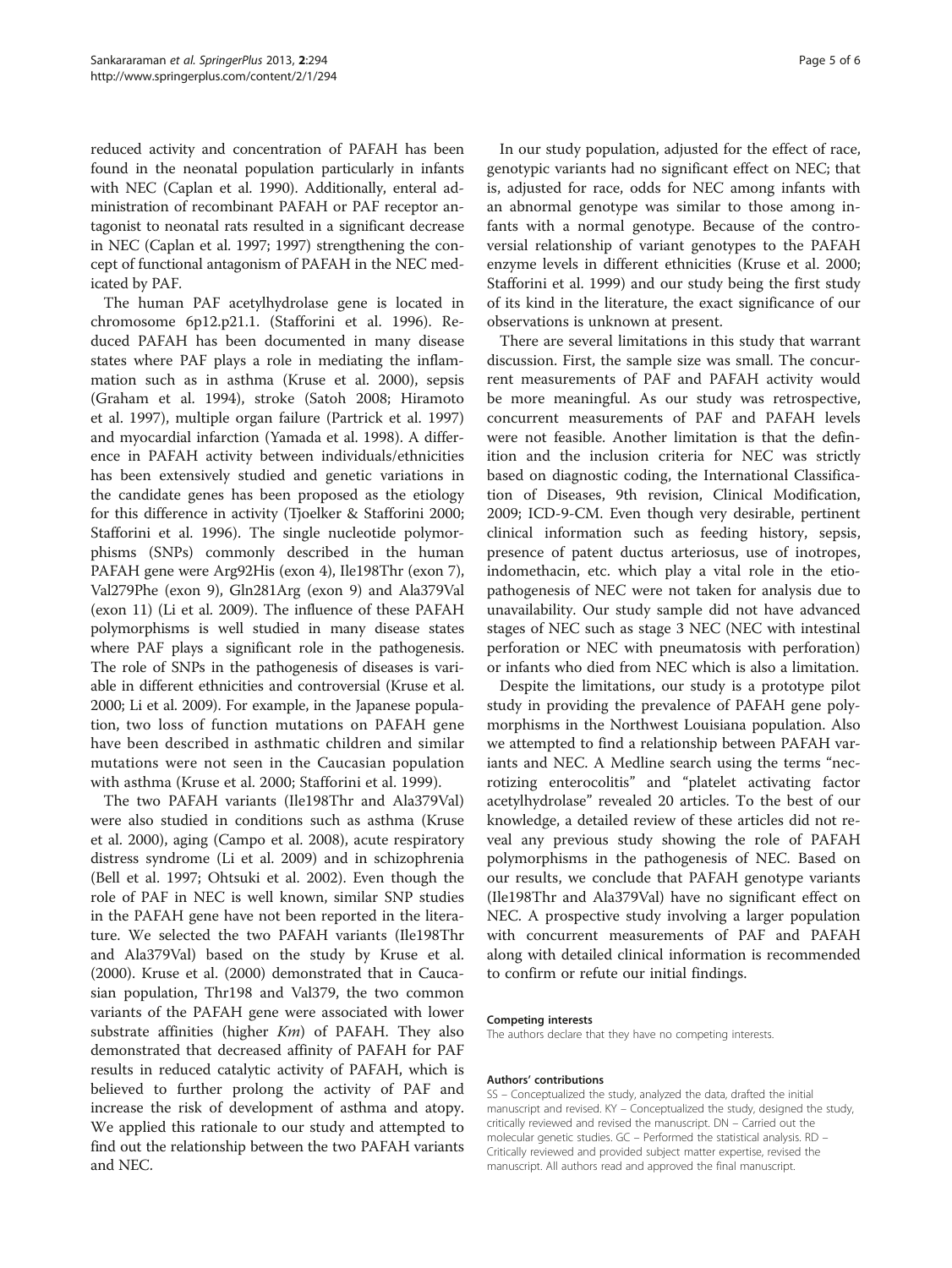reduced activity and concentration of PAFAH has been found in the neonatal population particularly in infants with NEC (Caplan et al. 1990). Additionally, enteral administration of recombinant PAFAH or PAF receptor antagonist to neonatal rats resulted in a significant decrease in NEC (Caplan et al. 1997; 1997) strengthening the concept of functional antagonism of PAFAH in the NEC mediated by PAF.

The human PAF acetylhydrolase gene is located in chromosome 6p12.p21.1. (Stafforini et al. 1996). Reduced PAFAH has been documented in many disease states where PAF plays a role in mediating the inflammation such as in asthma (Kruse et al. 2000), sepsis (Graham et al. 1994), stroke (Satoh 2008; Hiramoto et al. 1997), multiple organ failure (Partrick et al. 1997) and myocardial infarction (Yamada et al. 1998). A difference in PAFAH activity between individuals/ethnicities has been extensively studied and genetic variations in the candidate genes has been proposed as the etiology for this difference in activity (Tjoelker & Stafforini 2000; Stafforini et al. 1996). The single nucleotide polymorphisms (SNPs) commonly described in the human PAFAH gene were Arg92His (exon 4), Ile198Thr (exon 7), Val279Phe (exon 9), Gln281Arg (exon 9) and Ala379Val (exon 11) (Li et al. 2009). The influence of these PAFAH polymorphisms is well studied in many disease states where PAF plays a significant role in the pathogenesis. The role of SNPs in the pathogenesis of diseases is variable in different ethnicities and controversial (Kruse et al. 2000; Li et al. 2009). For example, in the Japanese population, two loss of function mutations on PAFAH gene have been described in asthmatic children and similar mutations were not seen in the Caucasian population with asthma (Kruse et al. 2000; Stafforini et al. 1999).

The two PAFAH variants (Ile198Thr and Ala379Val) were also studied in conditions such as asthma (Kruse et al. 2000), aging (Campo et al. 2008), acute respiratory distress syndrome (Li et al. 2009) and in schizophrenia (Bell et al. 1997; Ohtsuki et al. 2002). Even though the role of PAF in NEC is well known, similar SNP studies in the PAFAH gene have not been reported in the literature. We selected the two PAFAH variants (Ile198Thr and Ala379Val) based on the study by Kruse et al. (2000). Kruse et al. (2000) demonstrated that in Caucasian population, Thr198 and Val379, the two common variants of the PAFAH gene were associated with lower substrate affinities (higher *Km*) of PAFAH. They also demonstrated that decreased affinity of PAFAH for PAF results in reduced catalytic activity of PAFAH, which is believed to further prolong the activity of PAF and increase the risk of development of asthma and atopy. We applied this rationale to our study and attempted to find out the relationship between the two PAFAH variants and NEC.

In our study population, adjusted for the effect of race, genotypic variants had no significant effect on NEC; that is, adjusted for race, odds for NEC among infants with an abnormal genotype was similar to those among infants with a normal genotype. Because of the controversial relationship of variant genotypes to the PAFAH enzyme levels in different ethnicities (Kruse et al. 2000; Stafforini et al. 1999) and our study being the first study of its kind in the literature, the exact significance of our observations is unknown at present.

There are several limitations in this study that warrant discussion. First, the sample size was small. The concurrent measurements of PAF and PAFAH activity would be more meaningful. As our study was retrospective, concurrent measurements of PAF and PAFAH levels were not feasible. Another limitation is that the definition and the inclusion criteria for NEC was strictly based on diagnostic coding, the International Classification of Diseases, 9th revision, Clinical Modification, 2009; ICD-9-CM. Even though very desirable, pertinent clinical information such as feeding history, sepsis, presence of patent ductus arteriosus, use of inotropes, indomethacin, etc. which play a vital role in the etiopathogenesis of NEC were not taken for analysis due to unavailability. Our study sample did not have advanced stages of NEC such as stage 3 NEC (NEC with intestinal perforation or NEC with pneumatosis with perforation) or infants who died from NEC which is also a limitation.

Despite the limitations, our study is a prototype pilot study in providing the prevalence of PAFAH gene polymorphisms in the Northwest Louisiana population. Also we attempted to find a relationship between PAFAH variants and NEC. A Medline search using the terms "necrotizing enterocolitis" and "platelet activating factor acetylhydrolase" revealed 20 articles. To the best of our knowledge, a detailed review of these articles did not reveal any previous study showing the role of PAFAH polymorphisms in the pathogenesis of NEC. Based on our results, we conclude that PAFAH genotype variants (Ile198Thr and Ala379Val) have no significant effect on NEC. A prospective study involving a larger population with concurrent measurements of PAF and PAFAH along with detailed clinical information is recommended to confirm or refute our initial findings.

#### Competing interests

The authors declare that they have no competing interests.

#### Authors' contributions

SS – Conceptualized the study, analyzed the data, drafted the initial manuscript and revised. KY – Conceptualized the study, designed the study, critically reviewed and revised the manuscript. DN – Carried out the molecular genetic studies. GC – Performed the statistical analysis. RD – Critically reviewed and provided subject matter expertise, revised the manuscript. All authors read and approved the final manuscript.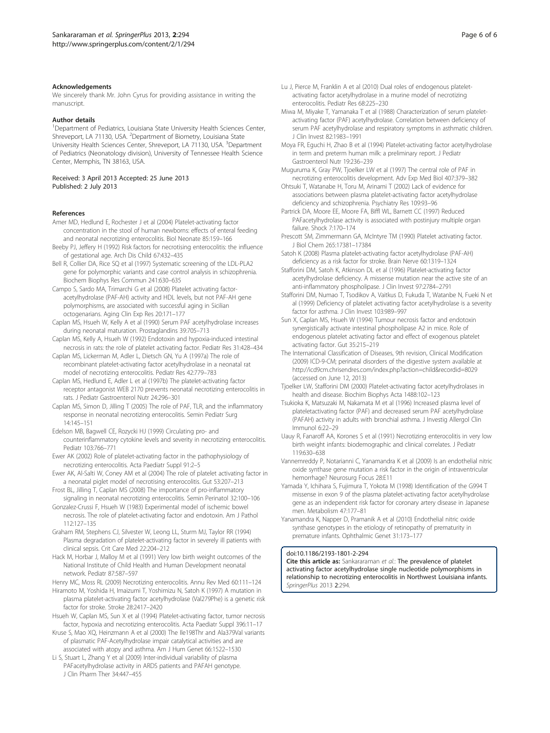## Acknowledgements

We sincerely thank Mr. John Cyrus for providing assistance in writing the manuscript.

## Author details

[1]Department of Pediatrics, Louisiana State University Health Sciences Center, Shreveport, LA 71130, USA. [2]Department of Biometry, Louisiana State University Health Sciences Center, Shreveport, LA 71130, USA. [3]Department of Pediatrics (Neonatology division), University of Tennessee Health Science Center, Memphis, TN 38163, USA.

Received: 3 April 2013 Accepted: 25 June 2013
Published: 2 July 2013

## References

Amer MD, Hedlund E, Rochester J et al (2004) Platelet-activating factor concentration in the stool of human newborns: effects of enteral feeding and neonatal necrotizing enterocolitis. Biol Neonate 85:159–166

Beeby PJ, Jeffery H (1992) Risk factors for necrotising enterocolitis: the influence of gestational age. Arch Dis Child 67:432–435

Bell R, Collier DA, Rice SQ et al (1997) Systematic screening of the LDL-PLA2 gene for polymorphic variants and case control analysis in schizophrenia. Biochem Biophys Res Commun 241:630–635

Campo S, Sardo MA, Trimarchi G et al (2008) Platelet activating factor-acetylhydrolase (PAF-AH) activity and HDL levels, but not PAF-AH gene polymorphisms, are associated with successful aging in Sicilian octogenarians. Aging Clin Exp Res 20:171–177

Caplan MS, Hsueh W, Kelly A et al (1990) Serum PAF acetylhydrolase increases during neonatal maturation. Prostaglandins 39:705–713

Caplan MS, Kelly A, Hsueh W (1992) Endotoxin and hypoxia-induced intestinal necrosis in rats: the role of platelet activating factor. Pediatr Res 31:428–434

Caplan MS, Lickerman M, Adler L, Dietsch GN, Yu A (1997a) The role of recombinant platelet-activating factor acetylhydrolase in a neonatal rat model of necrotizing enterocolitis. Pediatr Res 42:779–783

Caplan MS, Hedlund E, Adler L et al (1997b) The platelet-activating factor receptor antagonist WEB 2170 prevents neonatal necrotizing enterocolitis in rats. J Pediatr Gastroenterol Nutr 24:296–301

Caplan MS, Simon D, Jilling T (2005) The role of PAF, TLR, and the inflammatory response in neonatal necrotizing enterocolitis. Semin Pediatr Surg 14:145–151

Edelson MB, Bagwell CE, Rozycki HJ (1999) Circulating pro- and counterinflammatory cytokine levels and severity in necrotizing enterocolitis. Pediatr 103:766–771

Ewer AK (2002) Role of platelet-activating factor in the pathophysiology of necrotizing enterocolitis. Acta Paediatr Suppl 91:2–5

Ewer AK, Al-Salti W, Coney AM et al (2004) The role of platelet activating factor in a neonatal piglet model of necrotising enterocolitis. Gut 53:207–213

Frost BL, Jilling T, Caplan MS (2008) The importance of pro-inflammatory signaling in neonatal necrotizing enterocolitis. Semin Perinatol 32:100–106

Gonzalez-Crussi F, Hsueh W (1983) Experimental model of ischemic bowel necrosis. The role of platelet-activating factor and endotoxin. Am J Pathol 112:127–135

Graham RM, Stephens CJ, Silvester W, Leong LL, Sturm MJ, Taylor RR (1994) Plasma degradation of platelet-activating factor in severely ill patients with clinical sepsis. Crit Care Med 22:204–212

Hack M, Horbar J, Malloy M et al (1991) Very low birth weight outcomes of the National Institute of Child Health and Human Development neonatal network. Pediatr 87:587–597

Henry MC, Moss RL (2009) Necrotizing enterocolitis. Annu Rev Med 60:111–124

Hiramoto M, Yoshida H, Imaizumi T, Yoshimizu N, Satoh K (1997) A mutation in plasma platelet-activating factor acetylhydrolase (Val279Phe) is a genetic risk factor for stroke. Stroke 28:2417–2420

Hsueh W, Caplan MS, Sun X et al (1994) Platelet-activating factor, tumor necrosis factor, hypoxia and necrotizing enterocolitis. Acta Paediatr Suppl 396:11–17

Kruse S, Mao XQ, Heinzmann A et al (2000) The Ile198Thr and Ala379Val variants of plasmatic PAF-Acetylhydrolase impair catalytical activities and are associated with atopy and asthma. Am J Hum Genet 66:1522–1530

Li S, Stuart L, Zhang Y et al (2009) Inter-individual variability of plasma PAFacetylhydrolase activity in ARDS patients and PAFAH genotype. J Clin Pharm Ther 34:447–455

Lu J, Pierce M, Franklin A et al (2010) Dual roles of endogenous platelet-activating factor acetylhydrolase in a murine model of necrotizing enterocolitis. Pediatr Res 68:225–230

Miwa M, Miyake T, Yamanaka T et al (1988) Characterization of serum platelet-activating factor (PAF) acetylhydrolase. Correlation between deficiency of serum PAF acetylhydrolase and respiratory symptoms in asthmatic children. J Clin Invest 82:1983–1991

Moya FR, Eguchi H, Zhao B et al (1994) Platelet-activating factor acetylhydrolase in term and preterm human milk: a preliminary report. J Pediatr Gastroenterol Nutr 19:236–239

Muguruma K, Gray PW, Tjoelker LW et al (1997) The central role of PAF in necrotizing enterocolitis development. Adv Exp Med Biol 407:379–382

Ohtsuki T, Watanabe H, Toru M, Arinami T (2002) Lack of evidence for associations between plasma platelet-activating factor acetylhydrolase deficiency and schizophrenia. Psychiatry Res 109:93–96

Partrick DA, Moore EE, Moore FA, Biffl WL, Barnett CC (1997) Reduced PAFacetylhydrolase activity is associated with postinjury multiple organ failure. Shock 7:170–174

Prescott SM, Zimmerman GA, McIntyre TM (1990) Platelet activating factor. J Biol Chem 265:17381–17384

Satoh K (2008) Plasma platelet-activating factor acetylhydrolase (PAF-AH) deficiency as a risk factor for stroke. Brain Nerve 60:1319–1324

Stafforini DM, Satoh K, Atkinson DL et al (1996) Platelet-activating factor acetylhydrolase deficiency. A missense mutation near the active site of an anti-inflammatory phospholipase. J Clin Invest 97:2784–2791

Stafforini DM, Numao T, Tsodikov A, Vaitkus D, Fukuda T, Watanbe N, Fueki N et al (1999) Deficiency of platelet activating factor acetylhydrolase is a severity factor for asthma. J Clin Invest 103:989–997

Sun X, Caplan MS, Hsueh W (1994) Tumour necrosis factor and endotoxin synergistically activate intestinal phospholipase A2 in mice. Role of endogenous platelet activating factor and effect of exogenous platelet activating factor. Gut 35:215–219

The International Classification of Diseases, 9th revision, Clinical Modification (2009) ICD-9-CM; perinatal disorders of the digestive system available at http://icd9cm.chrisendres.com/index.php?action=child&recordid=8029 (accessed on June 12, 2013)

Tjoelker LW, Stafforini DM (2000) Platelet-activating factor acetylhydrolases in health and disease. Biochim Biophys Acta 1488:102–123

Tsukioka K, Matsuzaki M, Nakamata M et al (1996) Increased plasma level of plateletactivating factor (PAF) and decreased serum PAF acetylhydrolase (PAFAH) activity in adults with bronchial asthma. J Investig Allergol Clin Immunol 6:22–29

Uauy R, Fanaroff AA, Korones S et al (1991) Necrotizing enterocolitis in very low birth weight infants: biodemographic and clinical correlates. J Pediatr 119:630–638

Vannemreddy P, Notarianni C, Yanamandra K et al (2009) Is an endothelial nitric oxide synthase gene mutation a risk factor in the origin of intraventricular hemorrhage? Neurosurg Focus 28:E11

Yamada Y, Ichihara S, Fujimura T, Yokota M (1998) Identification of the G994 T missense in exon 9 of the plasma platelet-activating factor acetylhydrolase gene as an independent risk factor for coronary artery disease in Japanese men. Metabolism 47:177–81

Yanamandra K, Napper D, Pramanik A et al (2010) Endothelial nitric oxide synthase genotypes in the etiology of retinopathy of prematurity in premature infants. Ophthalmic Genet 31:173–177

doi:10.1186/2193-1801-2-294

**Cite this article as:** Sankararaman *et al.*: The prevalence of platelet activating factor acetylhydrolase single nucleotide polymorphisms in relationship to necrotizing enterocolitis in Northwest Louisiana infants. *SpringerPlus* 2013 **2**:294.